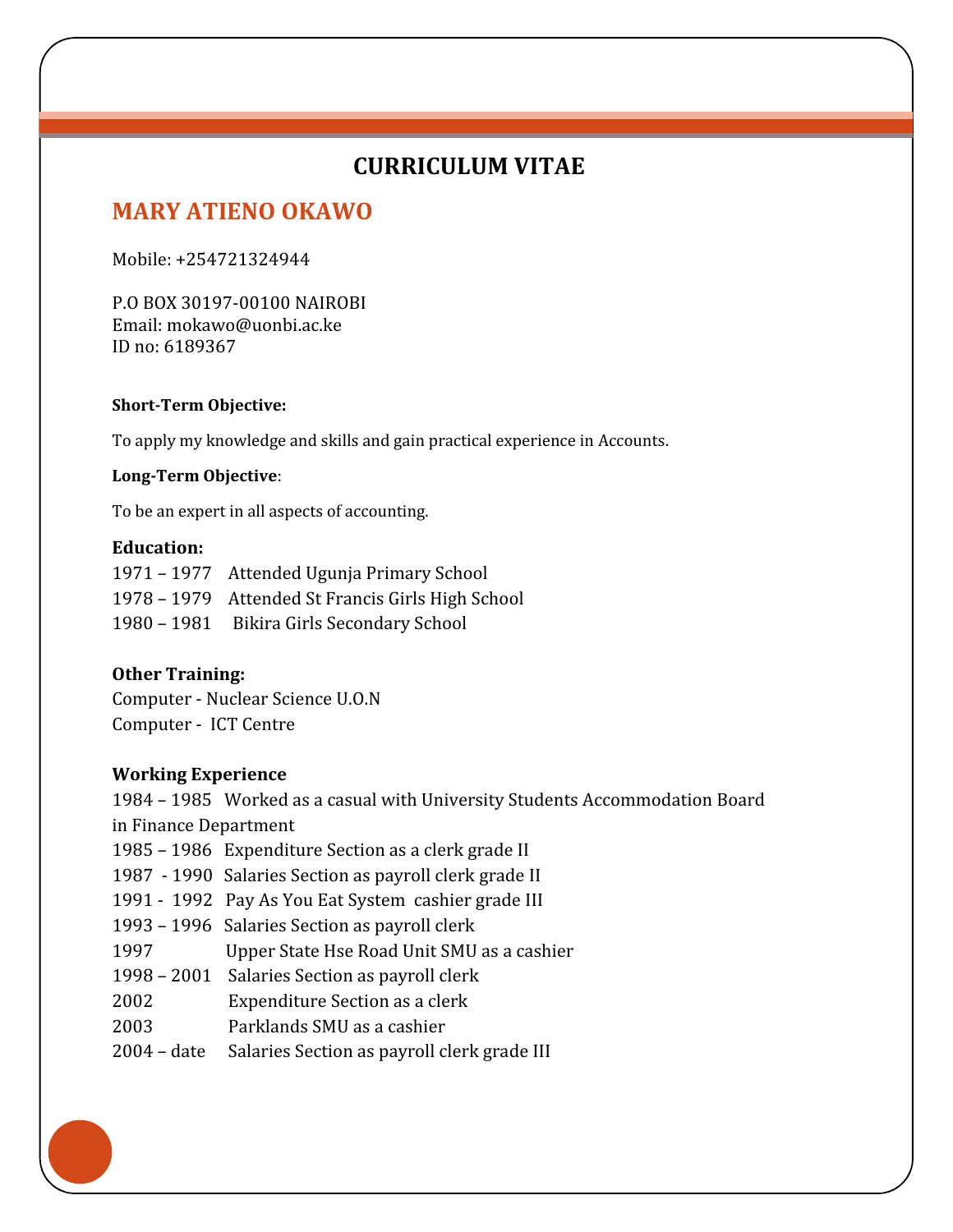# CURRICULUM VITAE

## MARY ATIENO OKAWO

Mobile: +254721324944

P.O BOX 30197-00100 NAIROBI
Email: mokawo@uonbi.ac.ke
ID no: 6189367

**Short-Term Objective:**

To apply my knowledge and skills and gain practical experience in Accounts.

**Long-Term Objective**:

To be an expert in all aspects of accounting.

**Education:**

1971 – 1977 Attended Ugunja Primary School
1978 – 1979 Attended St Francis Girls High School
1980 – 1981 Bikira Girls Secondary School

**Other Training:**

Computer - Nuclear Science U.O.N
Computer - ICT Centre

**Working Experience**

1984 – 1985 Worked as a casual with University Students Accommodation Board in Finance Department
1985 – 1986 Expenditure Section as a clerk grade II
1987 - 1990 Salaries Section as payroll clerk grade II
1991 - 1992 Pay As You Eat System cashier grade III
1993 – 1996 Salaries Section as payroll clerk
1997 Upper State Hse Road Unit SMU as a cashier
1998 – 2001 Salaries Section as payroll clerk
2002 Expenditure Section as a clerk
2003 Parklands SMU as a cashier
2004 – date Salaries Section as payroll clerk grade III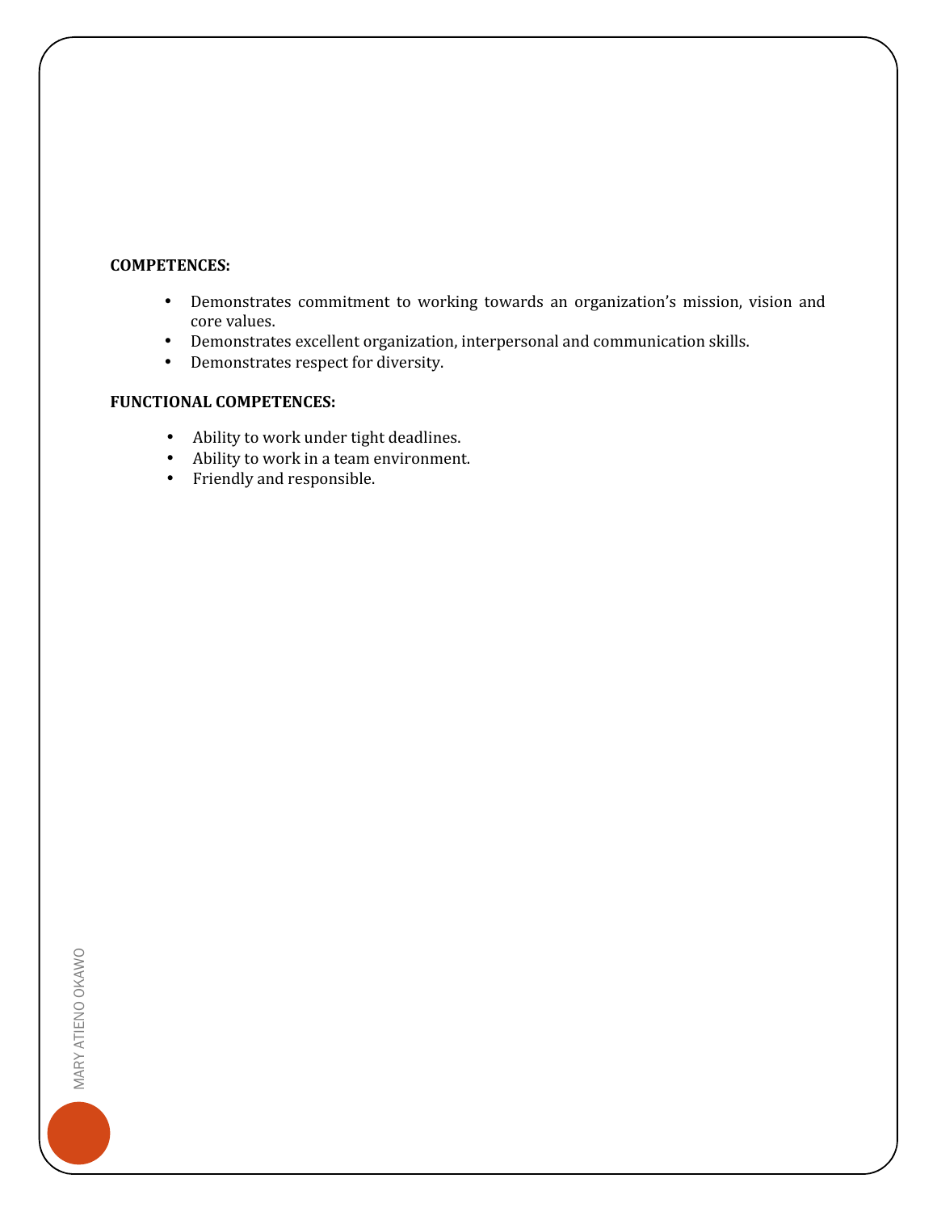**COMPETENCES:**

- Demonstrates commitment to working towards an organization's mission, vision and core values.
- Demonstrates excellent organization, interpersonal and communication skills.
- Demonstrates respect for diversity.

**FUNCTIONAL COMPETENCES:**

- Ability to work under tight deadlines.
- Ability to work in a team environment.
- Friendly and responsible.